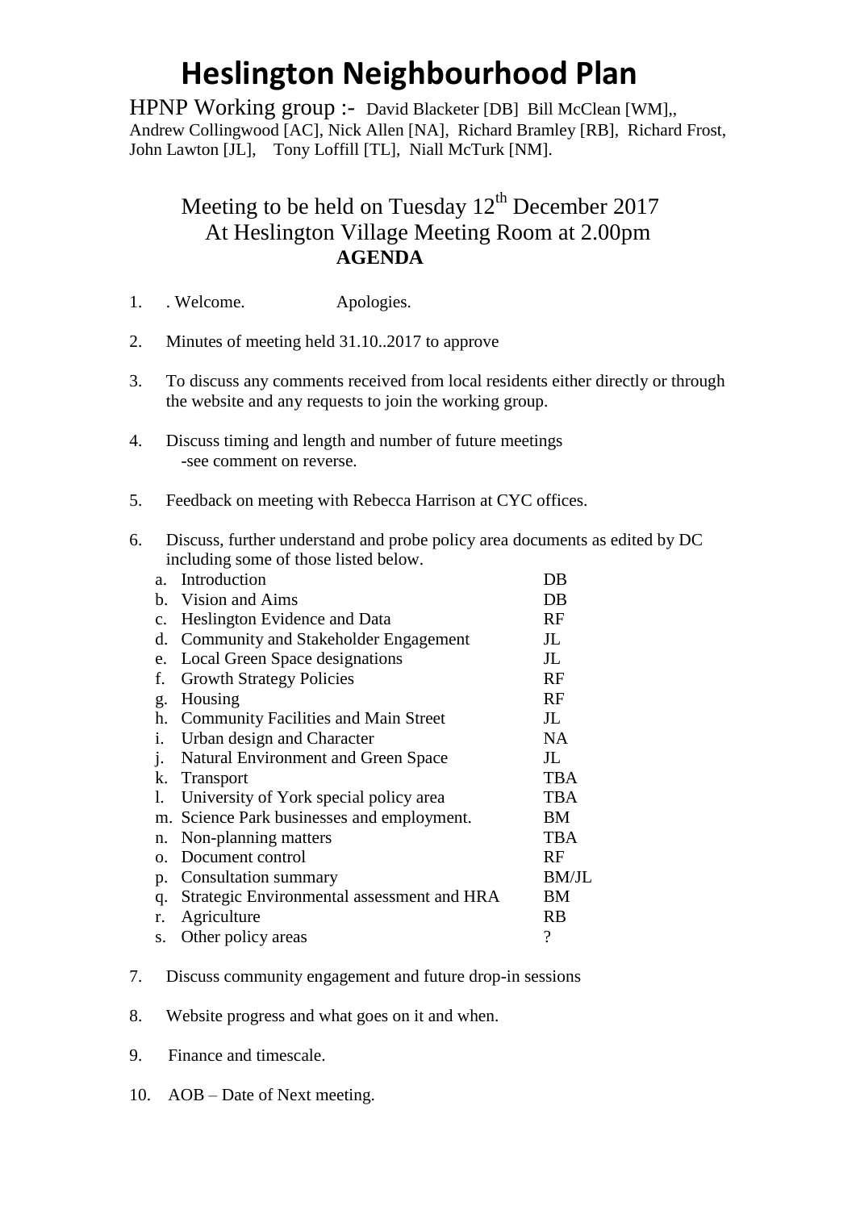# Heslington Neighbourhood Plan

HPNP Working group :- David Blacketer [DB] Bill McClean [WM],, Andrew Collingwood [AC], Nick Allen [NA], Richard Bramley [RB], Richard Frost, John Lawton [JL], Tony Loffill [TL], Niall McTurk [NM].

## Meeting to be held on Tuesday 12th December 2017
## At Heslington Village Meeting Room at 2.00pm
## **AGENDA**

1. . Welcome. Apologies.

2. Minutes of meeting held 31.10..2017 to approve

3. To discuss any comments received from local residents either directly or through the website and any requests to join the working group.

4. Discuss timing and length and number of future meetings
   -see comment on reverse.

5. Feedback on meeting with Rebecca Harrison at CYC offices.

6. Discuss, further understand and probe policy area documents as edited by DC including some of those listed below.

| | | |
|---|---|---|
| a. | Introduction | DB |
| b. | Vision and Aims | DB |
| c. | Heslington Evidence and Data | RF |
| d. | Community and Stakeholder Engagement | JL |
| e. | Local Green Space designations | JL |
| f. | Growth Strategy Policies | RF |
| g. | Housing | RF |
| h. | Community Facilities and Main Street | JL |
| i. | Urban design and Character | NA |
| j. | Natural Environment and Green Space | JL |
| k. | Transport | TBA |
| l. | University of York special policy area | TBA |
| m. | Science Park businesses and employment. | BM |
| n. | Non-planning matters | TBA |
| o. | Document control | RF |
| p. | Consultation summary | BM/JL |
| q. | Strategic Environmental assessment and HRA | BM |
| r. | Agriculture | RB |
| s. | Other policy areas | ? |

7. Discuss community engagement and future drop-in sessions

8. Website progress and what goes on it and when.

9. Finance and timescale.

10. AOB – Date of Next meeting.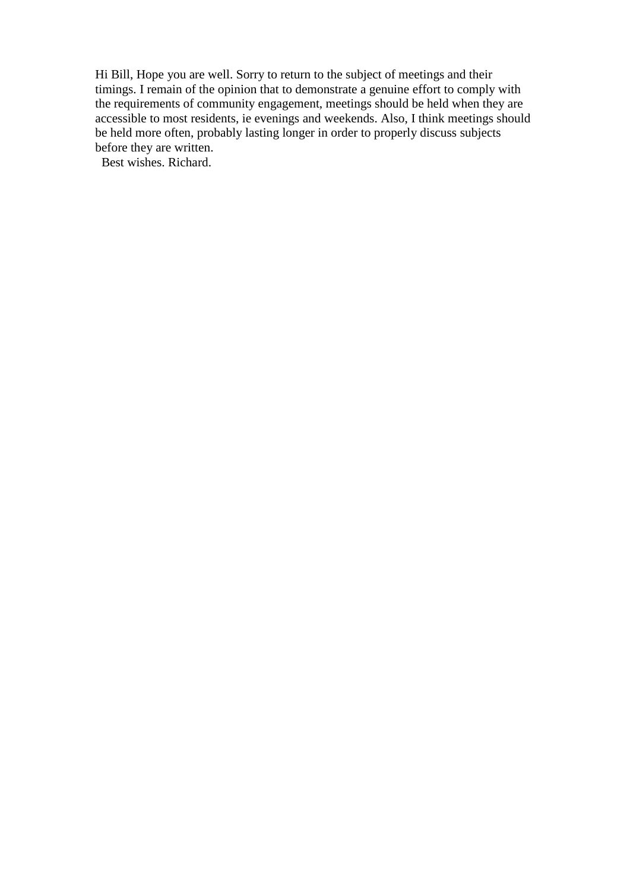Hi Bill, Hope you are well. Sorry to return to the subject of meetings and their timings. I remain of the opinion that to demonstrate a genuine effort to comply with the requirements of community engagement, meetings should be held when they are accessible to most residents, ie evenings and weekends. Also, I think meetings should be held more often, probably lasting longer in order to properly discuss subjects before they are written.

Best wishes. Richard.